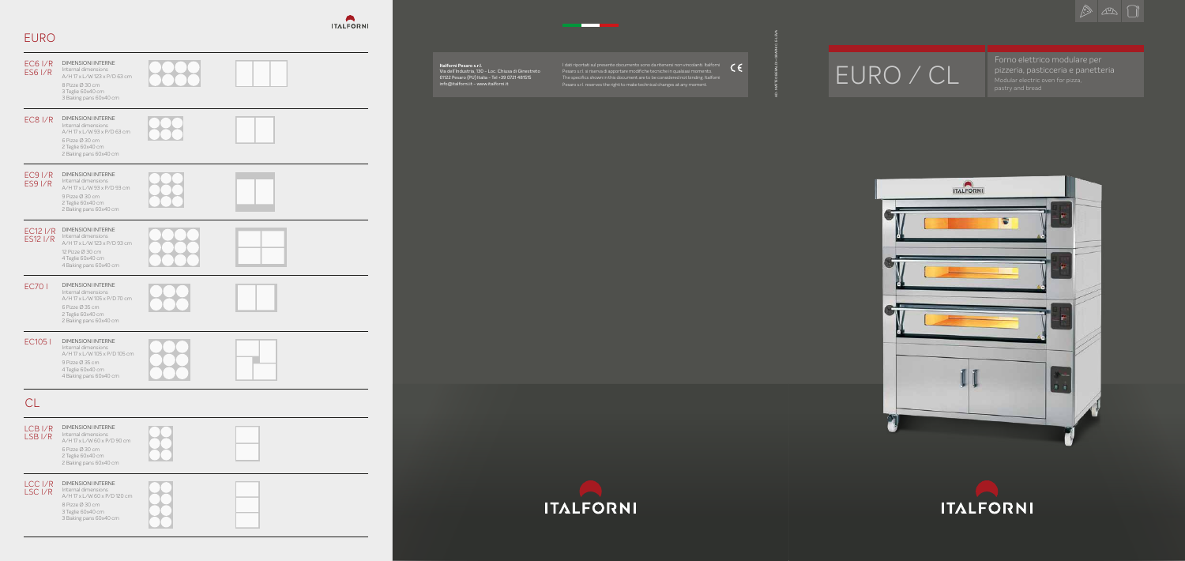# EURO

## EC6 I/R
## ES6 I/R

DIMENSIONI INTERNE
Internal dimensions
A/H 17 x L/W 123 x P/D 63 cm
8 Pizze Ø 30 cm
3 Teglie 60x40 cm
3 Baking pans 60x40 cm

## EC8 I/R

DIMENSIONI INTERNE
Internal dimensions
A/H 17 x L/W 93 x P/D 63 cm
6 Pizze Ø 30 cm
2 Teglie 60x40 cm
2 Baking pans 60x40 cm

## EC9 I/R
## ES9 I/R

DIMENSIONI INTERNE
Internal dimensions
A/H 17 x L/W 93 x P/D 93 cm
9 Pizze Ø 30 cm
2 Teglie 60x40 cm
2 Baking pans 60x40 cm

## EC12 I/R
## ES12 I/R

DIMENSIONI INTERNE
Internal dimensions
A/H 17 x L/W 123 x P/D 93 cm
12 Pizze Ø 30 cm
4 Teglie 60x40 cm
4 Baking pans 60x40 cm

## EC70 I

DIMENSIONI INTERNE
Internal dimensions
A/H 17 x L/W 105 x P/D 70 cm
6 Pizze Ø 35 cm
2 Teglie 60x40 cm
2 Baking pans 60x40 cm

## EC105 I

DIMENSIONI INTERNE
Internal dimensions
A/H 17 x L/W 105 x P/D 105 cm
9 Pizze Ø 35 cm
4 Teglie 60x40 cm
4 Baking pans 60x40 cm

# CL

## LCB I/R
## LSB I/R

DIMENSIONI INTERNE
Internal dimensions
A/H 17 x L/W 60 x P/D 90 cm
6 Pizze Ø 30 cm
2 Teglie 60x40 cm
2 Baking pans 60x40 cm

## LCC I/R
## LSC I/R

DIMENSIONI INTERNE
Internal dimensions
A/H 17 x L/W 60 x P/D 120 cm
8 Pizze Ø 30 cm
3 Teglie 60x40 cm
3 Baking pans 60x40 cm

---

**Italforni Pesaro s.r.l.**
Via dell'Industria, 130 - Loc. Chiusa di Ginestreto
61122 Pesaro (PU) Italia - Tel +39 0721 481515
info@italforni.it - www.italforni.it

I dati riportati sul presente documento sono da ritenersi non vincolanti. Italforni Pesaro s.r.l. si riserva di apportare modifiche tecniche in qualsiasi momento.
The specifics shown in the document are to be considered not binding. Italforni Pesaro s.r.l. reserves the right to make technical changes at any moment.

CE

ITALFORNI

---

# EURO / CL

Forno elettrico modulare per pizzeria, pasticceria e panetteria
Modular electric oven for pizza, pastry and bread

ITALFORNI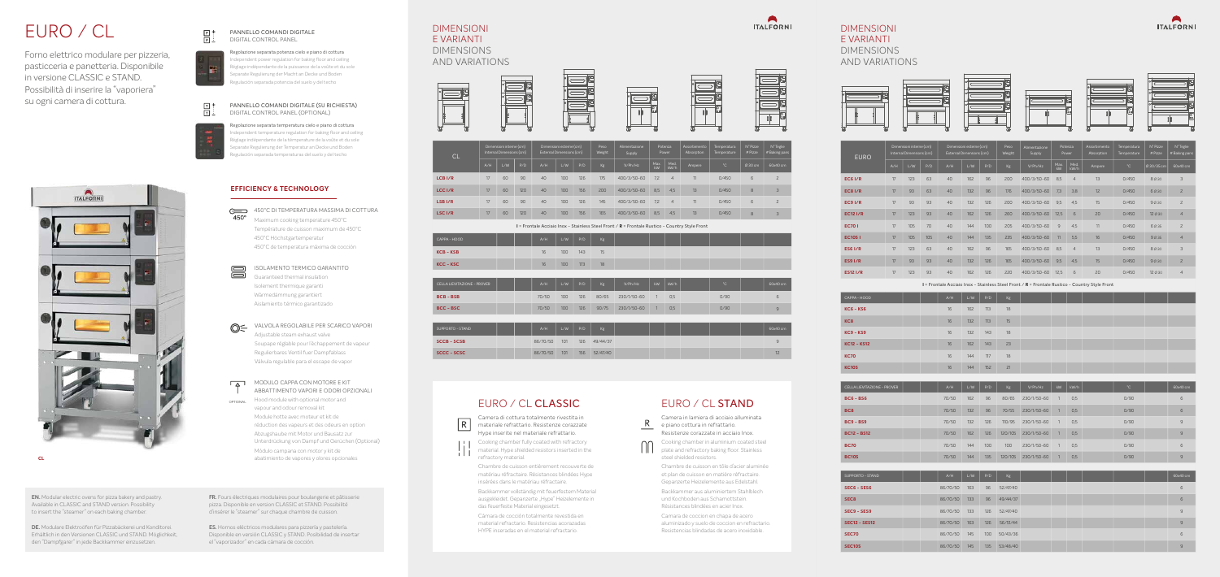# EURO / CL

Forno elettrico modulare per pizzeria, pasticceria e panetteria. Disponibile in versione CLASSIC e STAND. Possibilità di inserire la "vaporiera" su ogni camera di cottura.

**EN.** Modular electric ovens for pizza bakery and pastry. Available in CLASSIC and STAND version. Possibility to insert the "steamer" on each baking chamber.

**DE.** Modulare Elektroöfen für Pizzabäckerei und Konditorei. Erhältlich in den Versionen CLASSIC und STAND. Möglichkeit, den "Dampfgarer" in jede Backkammer einzusetzen.

**FR.** Fours électriques modulaires pour boulangerie et pâtisserie pizza. Disponible en version CLASSIC et STAND. Possibilité d'insérer le "steamer" sur chaque chambre de cuisson.

**ES.** Hornos eléctricos modulares para pizzería y pastelería. Disponible en versión CLASSIC y STAND. Posibilidad de insertar el "vaporizador" en cada cámara de cocción.

CL

## PANNELLO COMANDI DIGITALE
DIGITAL CONTROL PANEL

**Regolazione separata potenza cielo e piano di cottura**
Independent power regulation for baking floor and ceiling
Réglage indépendante de la puissance de la voûte et du sole
Separate Regulierung der Macht an Decke und Boden
Regulación separada potencia del suelo y del techo

## PANNELLO COMANDI DIGITALE (SU RICHIESTA)
DIGITAL CONTROL PANEL (OPTIONAL)

**Regolazione separata temperatura cielo e piano di cottura**
Independent temperature regulation for baking floor and ceiling
Réglage indépendante de la température de la voûte et du sole
Separate Regulierung der Temperatur an Decke und Boden
Regulación separada temperaturas del suelo y del techo

## EFFICIENCY & TECHNOLOGY

**450°C DI TEMPERATURA MASSIMA DI COTTURA**
Maximum cooking temperature 450°C
Température de cuisson maximum de 450°C
450°C Hochstgartemperatur
450°C de temperatura máxima de cocción

**ISOLAMENTO TERMICO GARANTITO**
Guaranteed thermal insulation
Isolement thermique garanti
Wärmedämmung garantiert
Aislamiento térmico garantizado

**VALVOLA REGOLABILE PER SCARICO VAPORI**
Adjustable steam exhaust valve
Soupape réglable pour l'échappement de vapeur
Regulierbares Ventil fuer Dampfabluss
Válvula regulable para el escape de vapor

**MODULO CAPPA CON MOTORE E KIT ABBATTIMENTO VAPORI E ODORI OPZIONALI**
OPTIONAL
Hood module with optional motor and vapour and odour removal kit
Module hotte avec moteur et kit de réduction des vapeurs et des odeurs en option
Abzugshaube mit Motor und Bausatz zur Unterdrückung von Dampf und Gerüchen (Optional)
Módulo campana con motor y kit de abatimiento de vapores y olores opcionales

## DIMENSIONI E VARIANTI
DIMENSIONS AND VARIATIONS

| CL | Dimensioni interne (cm) Internal Dimensions (cm) | | | Dimensioni esterne (cm) External Dimensions (cm) | | | Peso Weight | Alimentazione Supply | Potenza Power | | Assorbimento Absorption | Temperatura Temperature | N° Pizze # Pizzas | N° Teglie # Baking pans |
|---|---|---|---|---|---|---|---|---|---|---|---|---|---|---|
| | A/H | L/W | P/D | A/H | L/W | P/D | Kg | V/Ph/Hz | Max kW | Med. kW/h | Ampere | °C | Ø 30 cm | 60x40 cm |
| **LC8 I/R** | 17 | 60 | 90 | 40 | 100 | 126 | 175 | 400/3/50-60 | 7.2 | 4 | 11 | 0/450 | 6 | 2 |
| **LCC I/R** | 17 | 60 | 120 | 40 | 100 | 156 | 200 | 400/3/50-60 | 8.5 | 4.5 | 13 | 0/450 | 8 | 3 |
| **LS8 I/R** | 17 | 60 | 90 | 40 | 100 | 126 | 146 | 400/3/50-60 | 7.2 | 4 | 11 | 0/450 | 6 | 2 |
| **LSC I/R** | 17 | 60 | 120 | 40 | 100 | 156 | 165 | 400/3/50-60 | 8.5 | 4.5 | 13 | 0/450 | 8 | 3 |

**I** = Frontale Acciaio Inox – Stainless Steel Front / **R** = Frontale Rustico – Country Style Front

| CAPPA - HOOD | A/H | L/W | P/D | Kg |
|---|---|---|---|---|
| **KC8 - KS8** | 16 | 100 | 143 | 15 |
| **KCC - KSC** | 16 | 100 | 173 | 18 |

| CELLA LIEVITAZIONE - PROVER | A/H | L/W | P/D | Kg | V/Ph/Hz | kW | kW/h | °C | 60x40 cm |
|---|---|---|---|---|---|---|---|---|---|
| **BC8 - BS8** | 70/50 | 100 | 126 | 80/65 | 230/1/50-60 | 1 | 0,5 | 0/90 | 6 |
| **BCC - BSC** | 70/50 | 100 | 126 | 90/75 | 230/1/50-60 | 1 | 0,5 | 0/90 | 9 |

| SUPPORTO - STAND | A/H | L/W | P/D | Kg | 60x40 cm |
|---|---|---|---|---|---|
| **SCC8 - SCS8** | 86/70/50 | 101 | 126 | 49/44/37 | 9 |
| **SCCC - SCSC** | 86/70/50 | 101 | 156 | 52/47/40 | 12 |

## EURO / CL CLASSIC

Camera di cottura totalmente rivestita in materiale refrattario. Resistenze corazzate Hype inserite nel materiale refrattario.

Cooking chamber fully coated with refractory material. Hype shielded resistors inserted in the refractory material.

Chambre de cuisson entièrement recouverte de matériau réfractaire. Résistances blindées Hype insérées dans le matériau réfractaire.

Backkammer vollständig mit feuerfestem Material ausgekleidet. Gepanzerte „Hype" Heizelemente in das feuerfeste Material eingesetzt.

Cámara de cocción totalmente revestida en material refractario. Resistencias acorazadas HYPE insertadas en el material refractario.

## EURO / CL STAND

Camera in lamiera di acciaio alluminata e piano cottura in refrattario. Resistenze corazzate in acciaio Inox.

Cooking chamber in aluminium coated steel plate and refractory baking floor. Stainless steel shielded resistors.

Chambre de cuisson en tôle d'acier aluminée et plan de cuisson en matière réfractaire. Résistances blindées en acier Inox.

Backkammer aus aluminiertem Stahlblech und Kochboden aus Schamottstein. Gepanzerte Heizelemente aus Edelstahl.

Cámara de coccion en chapa de acero aluminizado y suelo de coccion en refractario. Resistencias blindadas de acero inoxidable.

## DIMENSIONI E VARIANTI
DIMENSIONS AND VARIATIONS

| EURO | Dimensioni interne (cm) Internal Dimensions (cm) | | | Dimensioni esterne (cm) External Dimensions (cm) | | | Peso Weight | Alimentazione Supply | Potenza Power | | Assorbimento Absorption | Temperatura Temperature | N° Pizze # Pizzas | N° Teglie # Baking pans |
|---|---|---|---|---|---|---|---|---|---|---|---|---|---|---|
| | A/H | L/W | P/D | A/H | L/W | P/D | Kg | V/Ph/Hz | Max kW | Med. kW/h | Ampere | °C | Ø 30/35 cm | 60x40 cm |
| **EC6 I/R** | 17 | 123 | 63 | 40 | 162 | 96 | 200 | 400/3/50-60 | 8.5 | 4 | 13 | 0/450 | 6 Ø 30 | 3 |
| **EC8 I/R** | 17 | 93 | 63 | 40 | 132 | 96 | 170 | 400/3/50-60 | 7.3 | 3.8 | 12 | 0/450 | 6 Ø 30 | 2 |
| **EC9 I/R** | 17 | 93 | 93 | 40 | 132 | 126 | 200 | 400/3/50-60 | 9.5 | 4.5 | 15 | 0/450 | 9 Ø 30 | 2 |
| **EC12 I/R** | 17 | 123 | 93 | 40 | 162 | 126 | 260 | 400/3/50-60 | 12.5 | 6 | 20 | 0/450 | 12 Ø 30 | 4 |
| **EC70 I** | 17 | 105 | 70 | 40 | 144 | 100 | 205 | 400/3/50-60 | 9 | 4.5 | 11 | 0/450 | 6 Ø 35 | 2 |
| **EC105 I** | 17 | 105 | 105 | 40 | 144 | 135 | 235 | 400/3/50-60 | 11 | 5.5 | 16 | 0/450 | 9 Ø 35 | 4 |
| **ES6 I/R** | 17 | 123 | 63 | 40 | 162 | 96 | 165 | 400/3/50-60 | 8.5 | 4 | 13 | 0/450 | 8 Ø 30 | 3 |
| **ES9 I/R** | 17 | 93 | 93 | 40 | 132 | 126 | 165 | 400/3/50-60 | 9.5 | 4.5 | 15 | 0/450 | 9 Ø 30 | 2 |
| **ES12 I/R** | 17 | 123 | 93 | 40 | 162 | 126 | 220 | 400/3/50-60 | 12.5 | 6 | 20 | 0/450 | 12 Ø 30 | 4 |

**I** = Frontale Acciaio Inox – Stainless Steel Front / **R** = Frontale Rustico – Country Style Front

| CAPPA - HOOD | A/H | L/W | P/D | Kg |
|---|---|---|---|---|
| **KC6 - KS6** | 16 | 162 | 113 | 18 |
| **KC8** | 16 | 132 | 113 | 15 |
| **KC9 - KS9** | 16 | 132 | 143 | 18 |
| **KC12 - KS12** | 16 | 162 | 143 | 23 |
| **KC70** | 16 | 144 | 117 | 18 |
| **KC105** | 16 | 144 | 152 | 21 |

| CELLA LIEVITAZIONE - PROVER | A/H | L/W | P/D | Kg | V/Ph/Hz | kW | kW/h | °C | 60x40 cm |
|---|---|---|---|---|---|---|---|---|---|
| **BC6 - BS6** | 70/50 | 162 | 96 | 80/65 | 230/1/50-60 | 1 | 0,5 | 0/90 | 6 |
| **BC8** | 70/50 | 132 | 96 | 70/55 | 230/1/50-60 | 1 | 0,5 | 0/90 | 6 |
| **BC9 - BS9** | 70/50 | 132 | 126 | 110/95 | 230/1/50-60 | 1 | 0,5 | 0/90 | 9 |
| **BC12 - BS12** | 70/50 | 162 | 126 | 120/105 | 230/1/50-60 | 1 | 0,5 | 0/90 | 9 |
| **BC70** | 70/50 | 144 | 100 | 100 | 230/1/50-60 | 1 | 0,5 | 0/90 | 6 |
| **BC105** | 70/50 | 144 | 135 | 120/105 | 230/1/50-60 | 1 | 0,5 | 0/90 | 9 |

| SUPPORTO - STAND | A/H | L/W | P/D | Kg | 60x40 cm |
|---|---|---|---|---|---|
| **SEC6 - SES6** | 86/70/50 | 163 | 96 | 52/47/40 | 6 |
| **SEC8** | 86/70/50 | 133 | 96 | 49/44/37 | 6 |
| **SEC9 - SES9** | 86/70/50 | 133 | 126 | 52/47/40 | 9 |
| **SEC12 - SES12** | 86/70/50 | 163 | 126 | 56/51/44 | 9 |
| **SEC70** | 86/70/50 | 145 | 100 | 50/43/36 | 6 |
| **SEC105** | 86/70/50 | 145 | 135 | 53/48/40 | 9 |